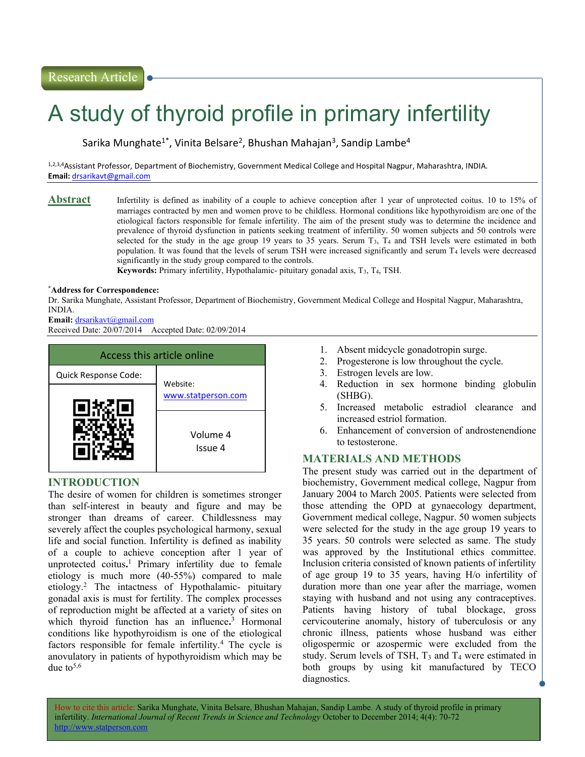Research Article

# A study of thyroid profile in primary infertility

Sarika Munghate[1*], Vinita Belsare[2], Bhushan Mahajan[3], Sandip Lambe[4]

[1,2,3,4]Assistant Professor, Department of Biochemistry, Government Medical College and Hospital Nagpur, Maharashtra, INDIA.
**Email:** drsarikavt@gmail.com

## Abstract

Infertility is defined as inability of a couple to achieve conception after 1 year of unprotected coitus. 10 to 15% of marriages contracted by men and women prove to be childless. Hormonal conditions like hypothyroidism are one of the etiological factors responsible for female infertility. The aim of the present study was to determine the incidence and prevalence of thyroid dysfunction in patients seeking treatment of infertility. 50 women subjects and 50 controls were selected for the study in the age group 19 years to 35 years. Serum $T_3$, $T_4$ and TSH levels were estimated in both population. It was found that the levels of serum TSH were increased significantly and serum $T_4$ levels were decreased significantly in the study group compared to the controls.

**Keywords:** Primary infertility, Hypothalamic- pituitary gonadal axis, $T_3$, $T_4$, TSH.

[*]**Address for Correspondence:**
Dr. Sarika Munghate, Assistant Professor, Department of Biochemistry, Government Medical College and Hospital Nagpur, Maharashtra, INDIA.
**Email:** drsarikavt@gmail.com
Received Date: 20/07/2014 Accepted Date: 02/09/2014

| Access this article online | |
|---|---|
| Quick Response Code: | Website: www.statperson.com |
| | Volume 4 Issue 4 |

## INTRODUCTION

The desire of women for children is sometimes stronger than self-interest in beauty and figure and may be stronger than dreams of career. Childlessness may severely affect the couples psychological harmony, sexual life and social function. Infertility is defined as inability of a couple to achieve conception after 1 year of unprotected coitus.[1] Primary infertility due to female etiology is much more (40-55%) compared to male etiology.[2] The intactness of Hypothalamic- pituitary gonadal axis is must for fertility. The complex processes of reproduction might be affected at a variety of sites on which thyroid function has an influence.[3] Hormonal conditions like hypothyroidism is one of the etiological factors responsible for female infertility.[4] The cycle is anovulatory in patients of hypothyroidism which may be due to[5,6]

1. Absent midcycle gonadotropin surge.
2. Progesterone is low throughout the cycle.
3. Estrogen levels are low.
4. Reduction in sex hormone binding globulin (SHBG).
5. Increased metabolic estradiol clearance and increased estriol formation.
6. Enhancement of conversion of androstenendione to testosterone.

## MATERIALS AND METHODS

The present study was carried out in the department of biochemistry, Government medical college, Nagpur from January 2004 to March 2005. Patients were selected from those attending the OPD at gynaecology department, Government medical college, Nagpur. 50 women subjects were selected for the study in the age group 19 years to 35 years. 50 controls were selected as same. The study was approved by the Institutional ethics committee. Inclusion criteria consisted of known patients of infertility of age group 19 to 35 years, having H/o infertility of duration more than one year after the marriage, women staying with husband and not using any contraceptives. Patients having history of tubal blockage, gross cervicouterine anomaly, history of tuberculosis or any chronic illness, patients whose husband was either oligospermic or azospermic were excluded from the study. Serum levels of TSH, $T_3$ and $T_4$ were estimated in both groups by using kit manufactured by TECO diagnostics.

How to cite this article: Sarika Munghate, Vinita Belsare, Bhushan Mahajan, Sandip Lambe. A study of thyroid profile in primary infertility. *International Journal of Recent Trends in Science and Technology* October to December 2014; 4(4): 70-72 http://www.statperson.com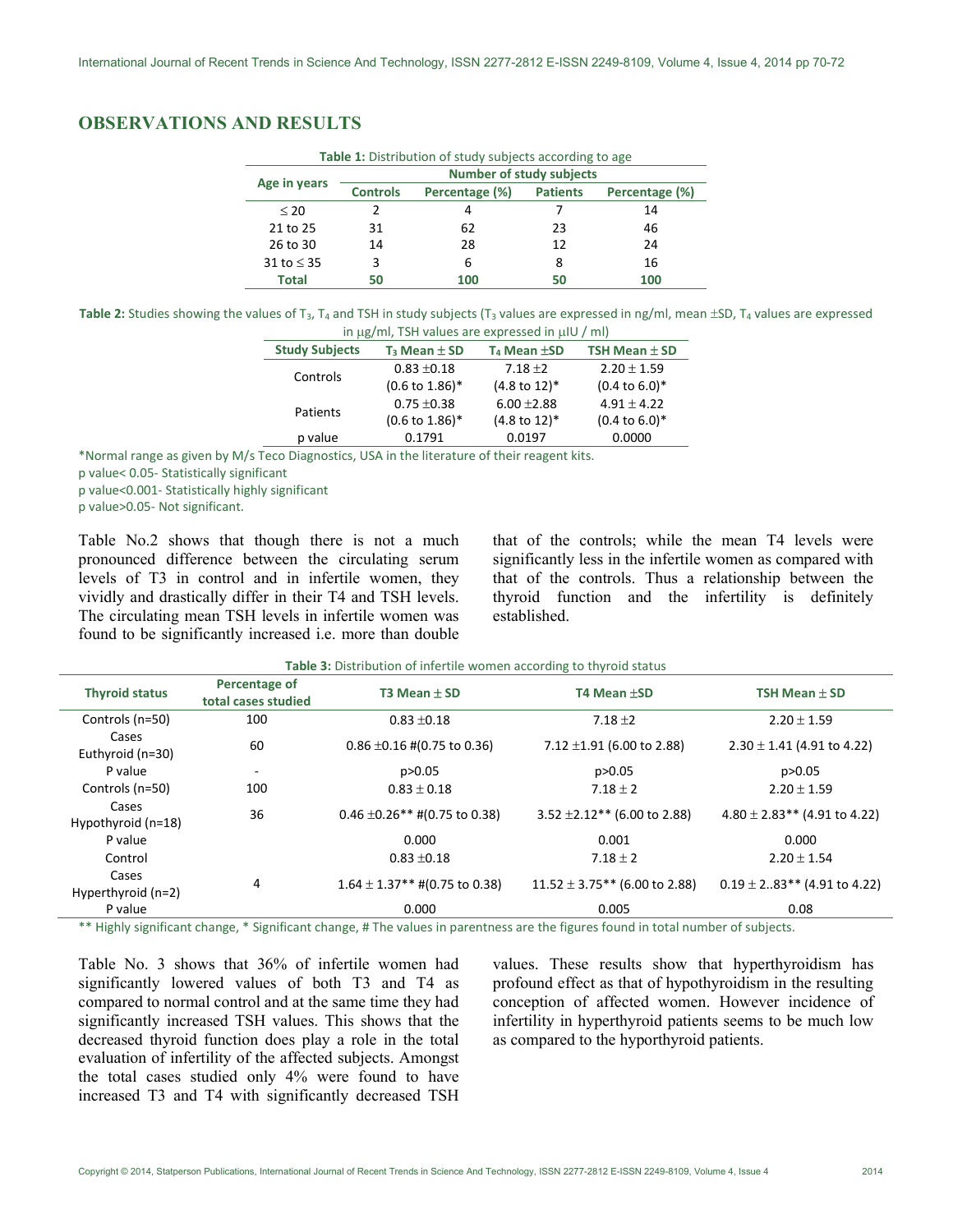## OBSERVATIONS AND RESULTS

**Table 1:** Distribution of study subjects according to age

| Age in years | Number of study subjects | | | |
|---|---|---|---|---|
| | Controls | Percentage (%) | Patients | Percentage (%) |
| ≤ 20 | 2 | 4 | 7 | 14 |
| 21 to 25 | 31 | 62 | 23 | 46 |
| 26 to 30 | 14 | 28 | 12 | 24 |
| 31 to ≤ 35 | 3 | 6 | 8 | 16 |
| **Total** | **50** | **100** | **50** | **100** |

**Table 2:** Studies showing the values of $T_3$, $T_4$ and TSH in study subjects ($T_3$ values are expressed in ng/ml, mean ±SD, $T_4$ values are expressed in μg/ml, TSH values are expressed in μIU / ml)

| Study Subjects | $T_3$ Mean ± SD | $T_4$ Mean ±SD | TSH Mean ± SD |
|---|---|---|---|
| Controls | 0.83 ±0.18 (0.6 to 1.86)* | 7.18 ±2 (4.8 to 12)* | 2.20 ± 1.59 (0.4 to 6.0)* |
| Patients | 0.75 ±0.38 (0.6 to 1.86)* | 6.00 ±2.88 (4.8 to 12)* | 4.91 ± 4.22 (0.4 to 6.0)* |
| p value | 0.1791 | 0.0197 | 0.0000 |

*Normal range as given by M/s Teco Diagnostics, USA in the literature of their reagent kits.

p value< 0.05- Statistically significant

p value<0.001- Statistically highly significant

p value>0.05- Not significant.

Table No.2 shows that though there is not a much pronounced difference between the circulating serum levels of T3 in control and in infertile women, they vividly and drastically differ in their T4 and TSH levels. The circulating mean TSH levels in infertile women was found to be significantly increased i.e. more than double that of the controls; while the mean T4 levels were significantly less in the infertile women as compared with that of the controls. Thus a relationship between the thyroid function and the infertility is definitely established.

**Table 3:** Distribution of infertile women according to thyroid status

| Thyroid status | Percentage of total cases studied | T3 Mean ± SD | T4 Mean ±SD | TSH Mean ± SD |
|---|---|---|---|---|
| Controls (n=50) | 100 | 0.83 ±0.18 | 7.18 ±2 | 2.20 ± 1.59 |
| Cases Euthyroid (n=30) | 60 | 0.86 ±0.16 #(0.75 to 0.36) | 7.12 ±1.91 (6.00 to 2.88) | 2.30 ± 1.41 (4.91 to 4.22) |
| P value | - | p>0.05 | p>0.05 | p>0.05 |
| Controls (n=50) | 100 | 0.83 ± 0.18 | 7.18 ± 2 | 2.20 ± 1.59 |
| Cases Hypothyroid (n=18) | 36 | 0.46 ±0.26** #(0.75 to 0.38) | 3.52 ±2.12** (6.00 to 2.88) | 4.80 ± 2.83** (4.91 to 4.22) |
| P value | | 0.000 | 0.001 | 0.000 |
| Control | | 0.83 ±0.18 | 7.18 ± 2 | 2.20 ± 1.54 |
| Cases Hyperthyroid (n=2) | 4 | 1.64 ± 1.37** #(0.75 to 0.38) | 11.52 ± 3.75** (6.00 to 2.88) | 0.19 ± 2..83** (4.91 to 4.22) |
| P value | | 0.000 | 0.005 | 0.08 |

** Highly significant change, * Significant change, # The values in parentness are the figures found in total number of subjects.

Table No. 3 shows that 36% of infertile women had significantly lowered values of both T3 and T4 as compared to normal control and at the same time they had significantly increased TSH values. This shows that the decreased thyroid function does play a role in the total evaluation of infertility of the affected subjects. Amongst the total cases studied only 4% were found to have increased T3 and T4 with significantly decreased TSH values. These results show that hyperthyroidism has profound effect as that of hypothyroidism in the resulting conception of affected women. However incidence of infertility in hyperthyroid patients seems to be much low as compared to the hyporthyroid patients.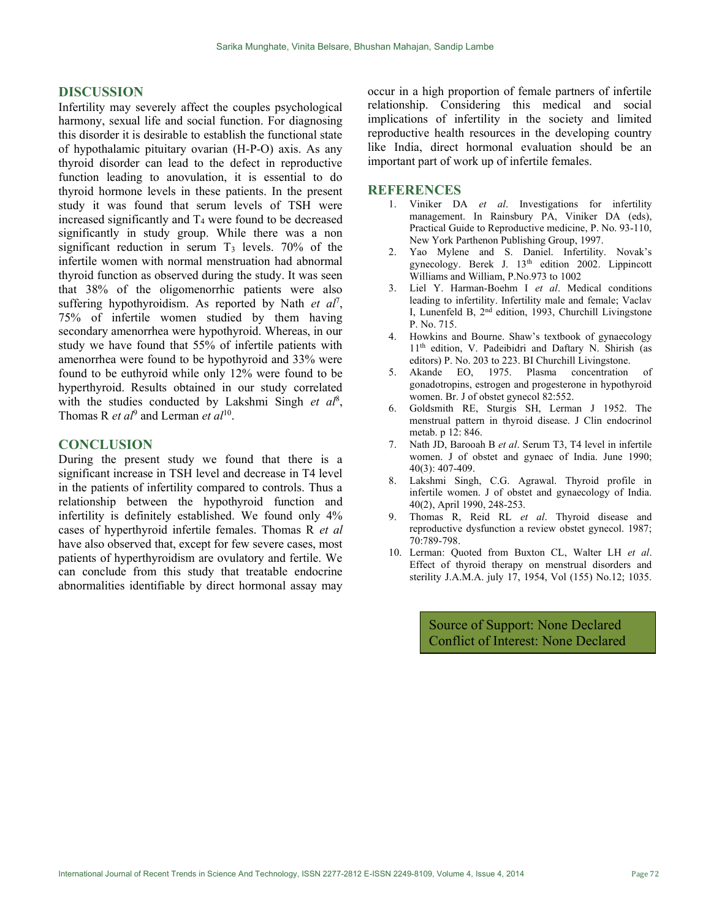## DISCUSSION

Infertility may severely affect the couples psychological harmony, sexual life and social function. For diagnosing this disorder it is desirable to establish the functional state of hypothalamic pituitary ovarian (H-P-O) axis. As any thyroid disorder can lead to the defect in reproductive function leading to anovulation, it is essential to do thyroid hormone levels in these patients. In the present study it was found that serum levels of TSH were increased significantly and $T_4$ were found to be decreased significantly in study group. While there was a non significant reduction in serum $T_3$ levels. 70% of the infertile women with normal menstruation had abnormal thyroid function as observed during the study. It was seen that 38% of the oligomenorrhic patients were also suffering hypothyroidism. As reported by Nath *et al*[7], 75% of infertile women studied by them having secondary amenorrhea were hypothyroid. Whereas, in our study we have found that 55% of infertile patients with amenorrhea were found to be hypothyroid and 33% were found to be euthyroid while only 12% were found to be hyperthyroid. Results obtained in our study correlated with the studies conducted by Lakshmi Singh *et al*[8], Thomas R *et al*[9] and Lerman *et al*[10].

## CONCLUSION

During the present study we found that there is a significant increase in TSH level and decrease in T4 level in the patients of infertility compared to controls. Thus a relationship between the hypothyroid function and infertility is definitely established. We found only 4% cases of hyperthyroid infertile females. Thomas R *et al* have also observed that, except for few severe cases, most patients of hyperthyroidism are ovulatory and fertile. We can conclude from this study that treatable endocrine abnormalities identifiable by direct hormonal assay may occur in a high proportion of female partners of infertile relationship. Considering this medical and social implications of infertility in the society and limited reproductive health resources in the developing country like India, direct hormonal evaluation should be an important part of work up of infertile females.

## REFERENCES

1. Viniker DA *et al*. Investigations for infertility management. In Rainsbury PA, Viniker DA (eds), Practical Guide to Reproductive medicine, P. No. 93-110, New York Parthenon Publishing Group, 1997.
2. Yao Mylene and S. Daniel. Infertility. Novak's gynecology. Berek J. 13th edition 2002. Lippincott Williams and William, P.No.973 to 1002
3. Liel Y. Harman-Boehm I *et al*. Medical conditions leading to infertility. Infertility male and female; Vaclav I, Lunenfeld B, 2nd edition, 1993, Churchill Livingstone P. No. 715.
4. Howkins and Bourne. Shaw's textbook of gynaecology 11th edition, V. Padeibidri and Daftary N. Shirish (as editors) P. No. 203 to 223. BI Churchill Livingstone.
5. Akande EO, 1975. Plasma concentration of gonadotropins, estrogen and progesterone in hypothyroid women. Br. J of obstet gynecol 82:552.
6. Goldsmith RE, Sturgis SH, Lerman J 1952. The menstrual pattern in thyroid disease. J Clin endocrinol metab. p 12: 846.
7. Nath JD, Barooah B *et al*. Serum T3, T4 level in infertile women. J of obstet and gynaec of India. June 1990; 40(3): 407-409.
8. Lakshmi Singh, C.G. Agrawal. Thyroid profile in infertile women. J of obstet and gynaecology of India. 40(2), April 1990, 248-253.
9. Thomas R, Reid RL *et al*. Thyroid disease and reproductive dysfunction a review obstet gynecol. 1987; 70:789-798.
10. Lerman: Quoted from Buxton CL, Walter LH *et al*. Effect of thyroid therapy on menstrual disorders and sterility J.A.M.A. july 17, 1954, Vol (155) No.12; 1035.

Source of Support: None Declared
Conflict of Interest: None Declared